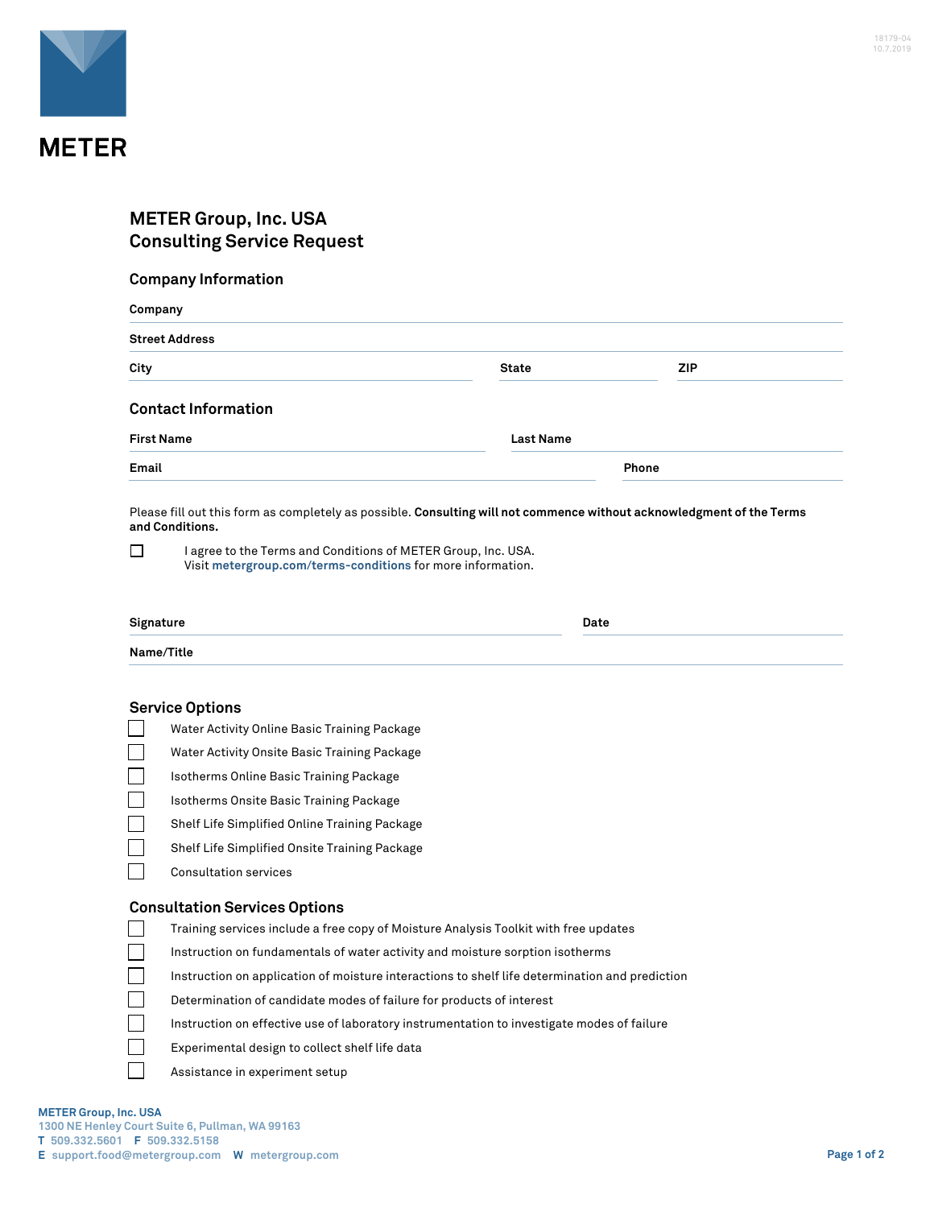METER

# METER Group, Inc. USA
# Consulting Service Request

## Company Information

**Company**

**Street Address**

**City** | **State** | **ZIP**

## Contact Information

**First Name** | **Last Name**

**Email** | **Phone**

Please fill out this form as completely as possible. **Consulting will not commence without acknowledgment of the Terms and Conditions.**

☐ I agree to the Terms and Conditions of METER Group, Inc. USA.
Visit **metergroup.com/terms-conditions** for more information.

**Signature** | **Date**

**Name/Title**

## Service Options

- ☐ Water Activity Online Basic Training Package
- ☐ Water Activity Onsite Basic Training Package
- ☐ Isotherms Online Basic Training Package
- ☐ Isotherms Onsite Basic Training Package
- ☐ Shelf Life Simplified Online Training Package
- ☐ Shelf Life Simplified Onsite Training Package
- ☐ Consultation services

## Consultation Services Options

- ☐ Training services include a free copy of Moisture Analysis Toolkit with free updates
- ☐ Instruction on fundamentals of water activity and moisture sorption isotherms
- ☐ Instruction on application of moisture interactions to shelf life determination and prediction
- ☐ Determination of candidate modes of failure for products of interest
- ☐ Instruction on effective use of laboratory instrumentation to investigate modes of failure
- ☐ Experimental design to collect shelf life data
- ☐ Assistance in experiment setup

**METER Group, Inc. USA**
1300 NE Henley Court Suite 6, Pullman, WA 99163
**T** 509.332.5601 **F** 509.332.5158
**E** support.food@metergroup.com **W** metergroup.com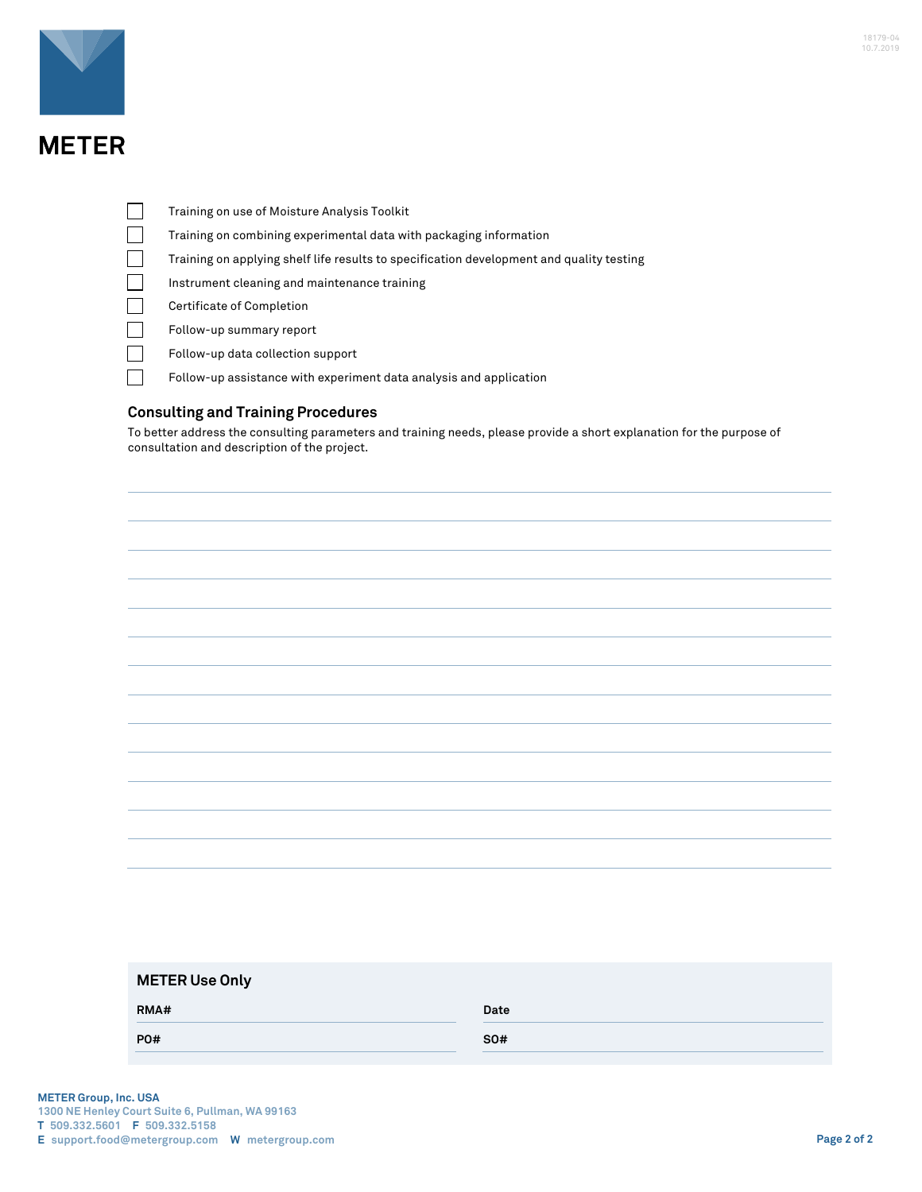METER

- [ ] Training on use of Moisture Analysis Toolkit
- [ ] Training on combining experimental data with packaging information
- [ ] Training on applying shelf life results to specification development and quality testing
- [ ] Instrument cleaning and maintenance training
- [ ] Certificate of Completion
- [ ] Follow-up summary report
- [ ] Follow-up data collection support
- [ ] Follow-up assistance with experiment data analysis and application

### Consulting and Training Procedures

To better address the consulting parameters and training needs, please provide a short explanation for the purpose of consultation and description of the project.

\_\_\_\_\_\_\_\_\_\_\_\_\_\_\_\_\_\_\_\_\_\_\_\_\_\_\_\_\_\_\_\_\_\_\_\_\_\_\_\_\_\_\_\_\_\_\_\_\_\_\_\_\_\_\_\_\_\_\_\_

\_\_\_\_\_\_\_\_\_\_\_\_\_\_\_\_\_\_\_\_\_\_\_\_\_\_\_\_\_\_\_\_\_\_\_\_\_\_\_\_\_\_\_\_\_\_\_\_\_\_\_\_\_\_\_\_\_\_\_\_

\_\_\_\_\_\_\_\_\_\_\_\_\_\_\_\_\_\_\_\_\_\_\_\_\_\_\_\_\_\_\_\_\_\_\_\_\_\_\_\_\_\_\_\_\_\_\_\_\_\_\_\_\_\_\_\_\_\_\_\_

\_\_\_\_\_\_\_\_\_\_\_\_\_\_\_\_\_\_\_\_\_\_\_\_\_\_\_\_\_\_\_\_\_\_\_\_\_\_\_\_\_\_\_\_\_\_\_\_\_\_\_\_\_\_\_\_\_\_\_\_

\_\_\_\_\_\_\_\_\_\_\_\_\_\_\_\_\_\_\_\_\_\_\_\_\_\_\_\_\_\_\_\_\_\_\_\_\_\_\_\_\_\_\_\_\_\_\_\_\_\_\_\_\_\_\_\_\_\_\_\_

\_\_\_\_\_\_\_\_\_\_\_\_\_\_\_\_\_\_\_\_\_\_\_\_\_\_\_\_\_\_\_\_\_\_\_\_\_\_\_\_\_\_\_\_\_\_\_\_\_\_\_\_\_\_\_\_\_\_\_\_

\_\_\_\_\_\_\_\_\_\_\_\_\_\_\_\_\_\_\_\_\_\_\_\_\_\_\_\_\_\_\_\_\_\_\_\_\_\_\_\_\_\_\_\_\_\_\_\_\_\_\_\_\_\_\_\_\_\_\_\_

\_\_\_\_\_\_\_\_\_\_\_\_\_\_\_\_\_\_\_\_\_\_\_\_\_\_\_\_\_\_\_\_\_\_\_\_\_\_\_\_\_\_\_\_\_\_\_\_\_\_\_\_\_\_\_\_\_\_\_\_

\_\_\_\_\_\_\_\_\_\_\_\_\_\_\_\_\_\_\_\_\_\_\_\_\_\_\_\_\_\_\_\_\_\_\_\_\_\_\_\_\_\_\_\_\_\_\_\_\_\_\_\_\_\_\_\_\_\_\_\_

\_\_\_\_\_\_\_\_\_\_\_\_\_\_\_\_\_\_\_\_\_\_\_\_\_\_\_\_\_\_\_\_\_\_\_\_\_\_\_\_\_\_\_\_\_\_\_\_\_\_\_\_\_\_\_\_\_\_\_\_

\_\_\_\_\_\_\_\_\_\_\_\_\_\_\_\_\_\_\_\_\_\_\_\_\_\_\_\_\_\_\_\_\_\_\_\_\_\_\_\_\_\_\_\_\_\_\_\_\_\_\_\_\_\_\_\_\_\_\_\_

\_\_\_\_\_\_\_\_\_\_\_\_\_\_\_\_\_\_\_\_\_\_\_\_\_\_\_\_\_\_\_\_\_\_\_\_\_\_\_\_\_\_\_\_\_\_\_\_\_\_\_\_\_\_\_\_\_\_\_\_

\_\_\_\_\_\_\_\_\_\_\_\_\_\_\_\_\_\_\_\_\_\_\_\_\_\_\_\_\_\_\_\_\_\_\_\_\_\_\_\_\_\_\_\_\_\_\_\_\_\_\_\_\_\_\_\_\_\_\_\_

### METER Use Only

| | |
|---|---|
| **RMA#** | **Date** |
| **PO#** | **SO#** |

**METER Group, Inc. USA**
1300 NE Henley Court Suite 6, Pullman, WA 99163
**T** 509.332.5601 **F** 509.332.5158
**E** support.food@metergroup.com **W** metergroup.com